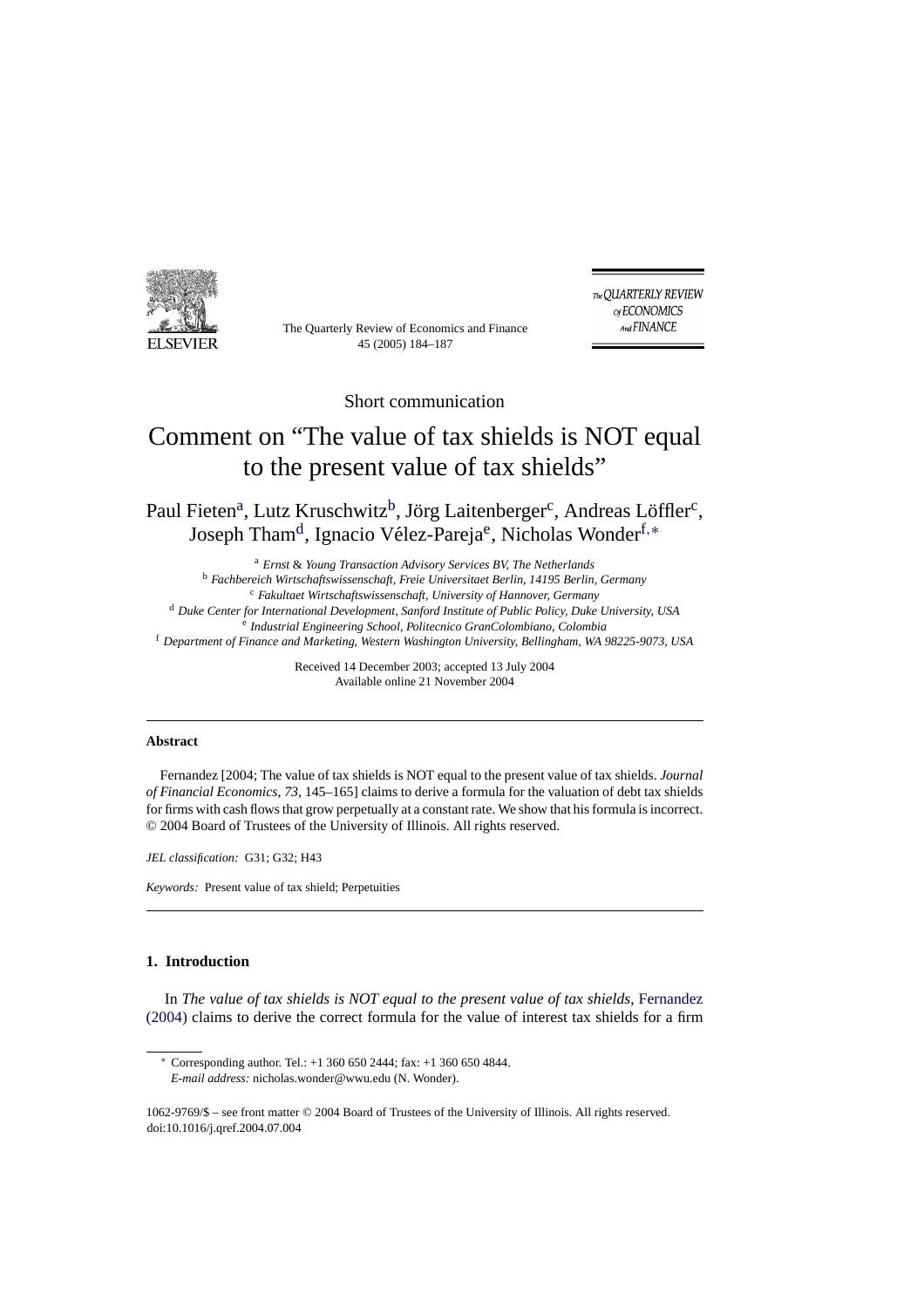Short communication

# Comment on "The value of tax shields is NOT equal to the present value of tax shields"

Paul Fieten[a], Lutz Kruschwitz[b], Jörg Laitenberger[c], Andreas Löffler[c], Joseph Tham[d], Ignacio Vélez-Pareja[e], Nicholas Wonder[f,*]

[a] *Ernst & Young Transaction Advisory Services BV, The Netherlands*
[b] *Fachbereich Wirtschaftswissenschaft, Freie Universitaet Berlin, 14195 Berlin, Germany*
[c] *Fakultaet Wirtschaftswissenschaft, University of Hannover, Germany*
[d] *Duke Center for International Development, Sanford Institute of Public Policy, Duke University, USA*
[e] *Industrial Engineering School, Politecnico GranColombiano, Colombia*
[f] *Department of Finance and Marketing, Western Washington University, Bellingham, WA 98225-9073, USA*

Received 14 December 2003; accepted 13 July 2004
Available online 21 November 2004

---

**Abstract**

Fernandez [2004; The value of tax shields is NOT equal to the present value of tax shields. *Journal of Financial Economics*, *73*, 145–165] claims to derive a formula for the valuation of debt tax shields for firms with cash flows that grow perpetually at a constant rate. We show that his formula is incorrect. © 2004 Board of Trustees of the University of Illinois. All rights reserved.

*JEL classification:* G31; G32; H43

*Keywords:* Present value of tax shield; Perpetuities

---

## 1. Introduction

In *The value of tax shields is NOT equal to the present value of tax shields*, Fernandez (2004) claims to derive the correct formula for the value of interest tax shields for a firm

---

\* Corresponding author. Tel.: +1 360 650 2444; fax: +1 360 650 4844.
*E-mail address:* nicholas.wonder@wwu.edu (N. Wonder).

1062-9769/$ – see front matter © 2004 Board of Trustees of the University of Illinois. All rights reserved.
doi:10.1016/j.qref.2004.07.004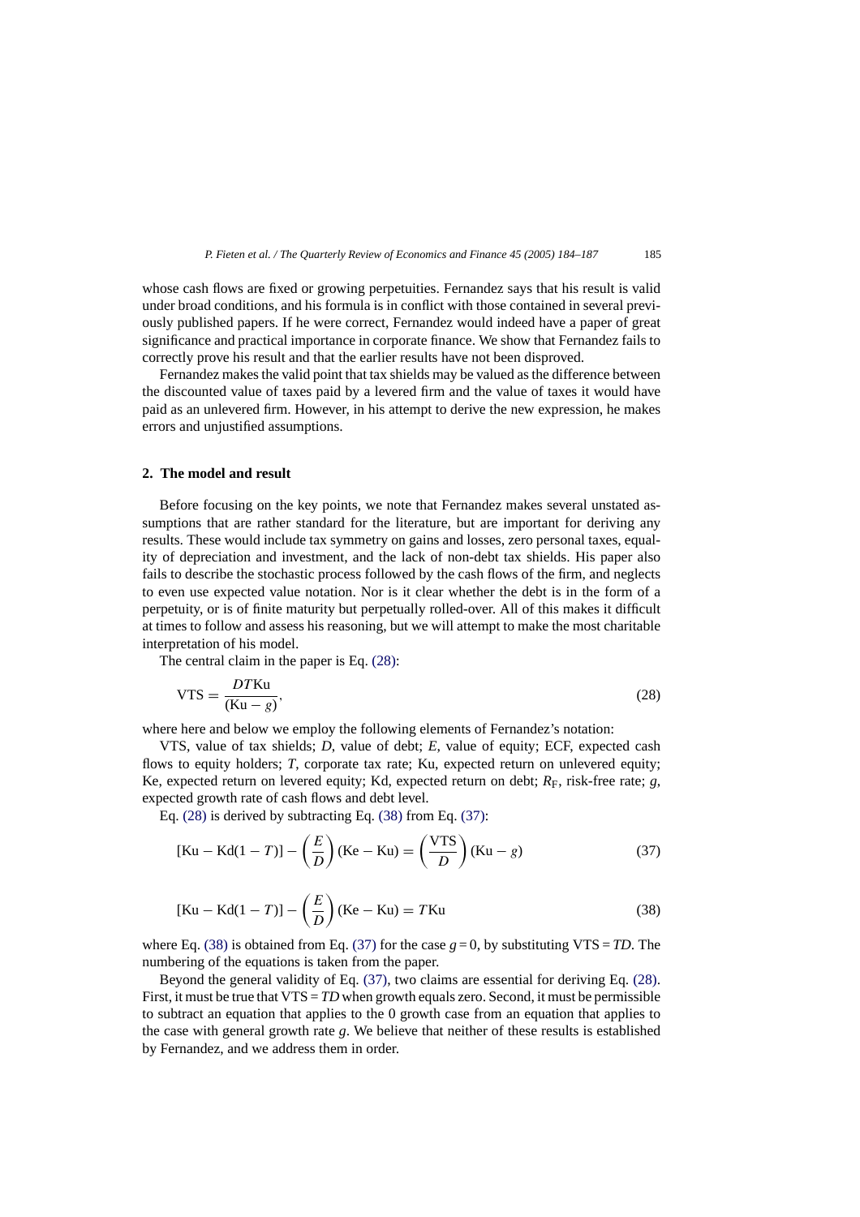whose cash flows are fixed or growing perpetuities. Fernandez says that his result is valid under broad conditions, and his formula is in conflict with those contained in several previously published papers. If he were correct, Fernandez would indeed have a paper of great significance and practical importance in corporate finance. We show that Fernandez fails to correctly prove his result and that the earlier results have not been disproved.

Fernandez makes the valid point that tax shields may be valued as the difference between the discounted value of taxes paid by a levered firm and the value of taxes it would have paid as an unlevered firm. However, in his attempt to derive the new expression, he makes errors and unjustified assumptions.

## 2. The model and result

Before focusing on the key points, we note that Fernandez makes several unstated assumptions that are rather standard for the literature, but are important for deriving any results. These would include tax symmetry on gains and losses, zero personal taxes, equality of depreciation and investment, and the lack of non-debt tax shields. His paper also fails to describe the stochastic process followed by the cash flows of the firm, and neglects to even use expected value notation. Nor is it clear whether the debt is in the form of a perpetuity, or is of finite maturity but perpetually rolled-over. All of this makes it difficult at times to follow and assess his reasoning, but we will attempt to make the most charitable interpretation of his model.

The central claim in the paper is Eq. (28):

$$\mathrm{VTS} = \frac{DT\mathrm{Ku}}{(\mathrm{Ku} - g)}, \tag{28}$$

where here and below we employ the following elements of Fernandez's notation:

VTS, value of tax shields; $D$, value of debt; $E$, value of equity; ECF, expected cash flows to equity holders; $T$, corporate tax rate; Ku, expected return on unlevered equity; Ke, expected return on levered equity; Kd, expected return on debt; $R_{\mathrm{F}}$, risk-free rate; $g$, expected growth rate of cash flows and debt level.

Eq. (28) is derived by subtracting Eq. (38) from Eq. (37):

$$[\mathrm{Ku} - \mathrm{Kd}(1 - T)] - \left(\frac{E}{D}\right)(\mathrm{Ke} - \mathrm{Ku}) = \left(\frac{\mathrm{VTS}}{D}\right)(\mathrm{Ku} - g) \tag{37}$$

$$[\mathrm{Ku} - \mathrm{Kd}(1 - T)] - \left(\frac{E}{D}\right)(\mathrm{Ke} - \mathrm{Ku}) = T\mathrm{Ku} \tag{38}$$

where Eq. (38) is obtained from Eq. (37) for the case $g = 0$, by substituting $\mathrm{VTS} = TD$. The numbering of the equations is taken from the paper.

Beyond the general validity of Eq. (37), two claims are essential for deriving Eq. (28). First, it must be true that $\mathrm{VTS} = TD$ when growth equals zero. Second, it must be permissible to subtract an equation that applies to the 0 growth case from an equation that applies to the case with general growth rate $g$. We believe that neither of these results is established by Fernandez, and we address them in order.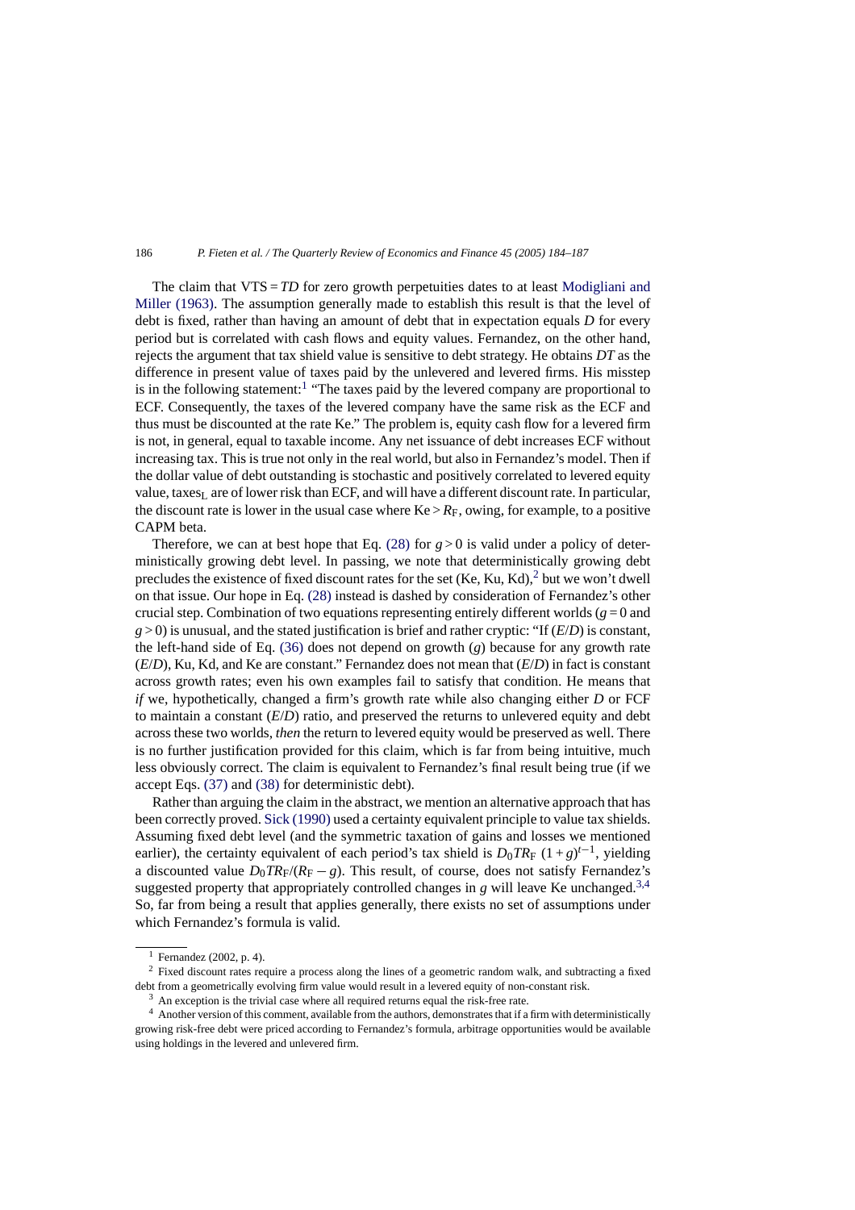The claim that $\text{VTS} = TD$ for zero growth perpetuities dates to at least Modigliani and Miller (1963). The assumption generally made to establish this result is that the level of debt is fixed, rather than having an amount of debt that in expectation equals $D$ for every period but is correlated with cash flows and equity values. Fernandez, on the other hand, rejects the argument that tax shield value is sensitive to debt strategy. He obtains $DT$ as the difference in present value of taxes paid by the unlevered and levered firms. His misstep is in the following statement:[1] "The taxes paid by the levered company are proportional to ECF. Consequently, the taxes of the levered company have the same risk as the ECF and thus must be discounted at the rate Ke." The problem is, equity cash flow for a levered firm is not, in general, equal to taxable income. Any net issuance of debt increases ECF without increasing tax. This is true not only in the real world, but also in Fernandez's model. Then if the dollar value of debt outstanding is stochastic and positively correlated to levered equity value, $\text{taxes}_{\text{L}}$ are of lower risk than ECF, and will have a different discount rate. In particular, the discount rate is lower in the usual case where $\text{Ke} > R_{\text{F}}$, owing, for example, to a positive CAPM beta.

Therefore, we can at best hope that Eq. (28) for $g > 0$ is valid under a policy of deterministically growing debt level. In passing, we note that deterministically growing debt precludes the existence of fixed discount rates for the set (Ke, Ku, Kd),[2] but we won't dwell on that issue. Our hope in Eq. (28) instead is dashed by consideration of Fernandez's other crucial step. Combination of two equations representing entirely different worlds ($g = 0$ and $g > 0$) is unusual, and the stated justification is brief and rather cryptic: "If $(E/D)$ is constant, the left-hand side of Eq. (36) does not depend on growth ($g$) because for any growth rate $(E/D)$, Ku, Kd, and Ke are constant." Fernandez does not mean that $(E/D)$ in fact is constant across growth rates; even his own examples fail to satisfy that condition. He means that *if* we, hypothetically, changed a firm's growth rate while also changing either $D$ or FCF to maintain a constant $(E/D)$ ratio, and preserved the returns to unlevered equity and debt across these two worlds, *then* the return to levered equity would be preserved as well. There is no further justification provided for this claim, which is far from being intuitive, much less obviously correct. The claim is equivalent to Fernandez's final result being true (if we accept Eqs. (37) and (38) for deterministic debt).

Rather than arguing the claim in the abstract, we mention an alternative approach that has been correctly proved. Sick (1990) used a certainty equivalent principle to value tax shields. Assuming fixed debt level (and the symmetric taxation of gains and losses we mentioned earlier), the certainty equivalent of each period's tax shield is $D_0 T R_{\text{F}}\ (1 + g)^{t-1}$, yielding a discounted value $D_0 T R_{\text{F}}/(R_{\text{F}} - g)$. This result, of course, does not satisfy Fernandez's suggested property that appropriately controlled changes in $g$ will leave Ke unchanged.[3,4] So, far from being a result that applies generally, there exists no set of assumptions under which Fernandez's formula is valid.

---

[1] Fernandez (2002, p. 4).

[2] Fixed discount rates require a process along the lines of a geometric random walk, and subtracting a fixed debt from a geometrically evolving firm value would result in a levered equity of non-constant risk.

[3] An exception is the trivial case where all required returns equal the risk-free rate.

[4] Another version of this comment, available from the authors, demonstrates that if a firm with deterministically growing risk-free debt were priced according to Fernandez's formula, arbitrage opportunities would be available using holdings in the levered and unlevered firm.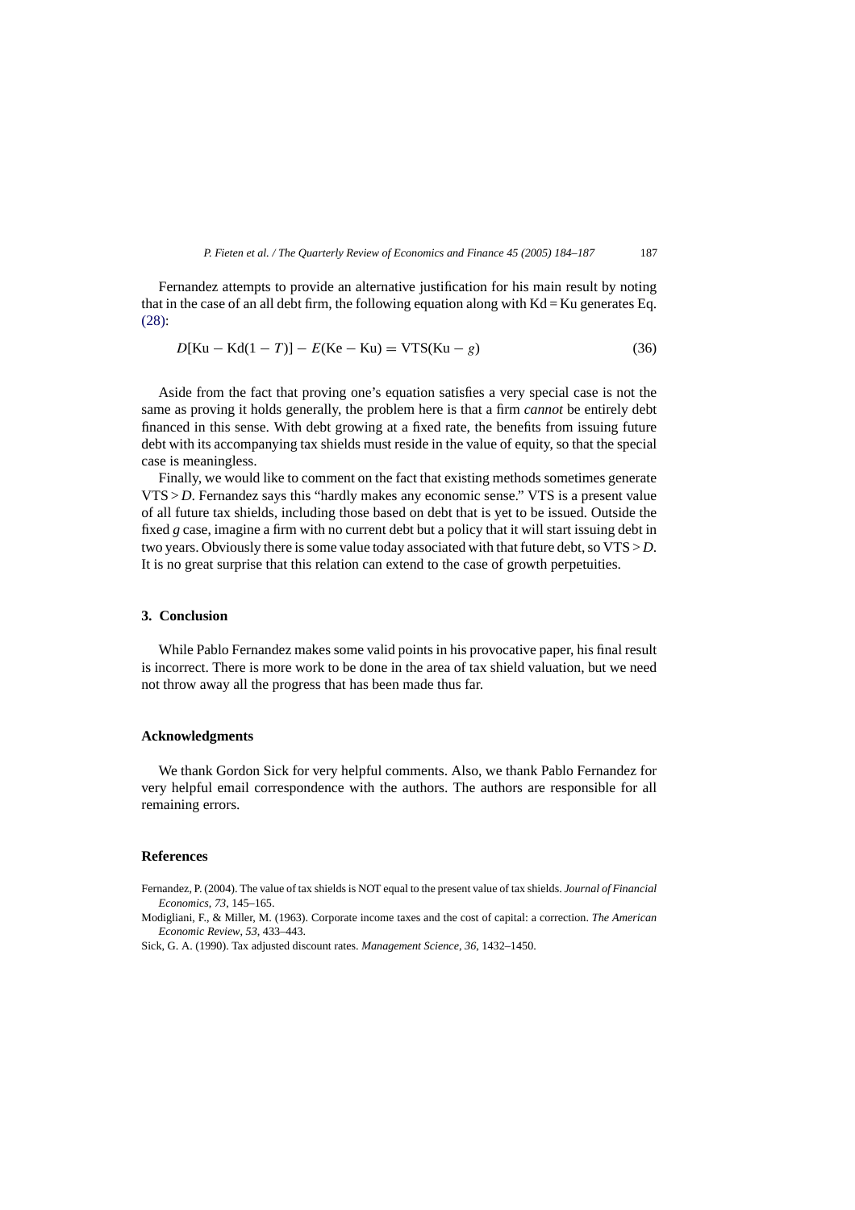Fernandez attempts to provide an alternative justification for his main result by noting that in the case of an all debt firm, the following equation along with $Kd = Ku$ generates Eq. (28):

$$D[Ku - Kd(1 - T)] - E(Ke - Ku) = VTS(Ku - g) \tag{36}$$

Aside from the fact that proving one's equation satisfies a very special case is not the same as proving it holds generally, the problem here is that a firm *cannot* be entirely debt financed in this sense. With debt growing at a fixed rate, the benefits from issuing future debt with its accompanying tax shields must reside in the value of equity, so that the special case is meaningless.

Finally, we would like to comment on the fact that existing methods sometimes generate $VTS > D$. Fernandez says this "hardly makes any economic sense." VTS is a present value of all future tax shields, including those based on debt that is yet to be issued. Outside the fixed $g$ case, imagine a firm with no current debt but a policy that it will start issuing debt in two years. Obviously there is some value today associated with that future debt, so $VTS > D$. It is no great surprise that this relation can extend to the case of growth perpetuities.

## 3. Conclusion

While Pablo Fernandez makes some valid points in his provocative paper, his final result is incorrect. There is more work to be done in the area of tax shield valuation, but we need not throw away all the progress that has been made thus far.

## Acknowledgments

We thank Gordon Sick for very helpful comments. Also, we thank Pablo Fernandez for very helpful email correspondence with the authors. The authors are responsible for all remaining errors.

## References

Fernandez, P. (2004). The value of tax shields is NOT equal to the present value of tax shields. *Journal of Financial Economics*, *73*, 145–165.

Modigliani, F., & Miller, M. (1963). Corporate income taxes and the cost of capital: a correction. *The American Economic Review*, *53*, 433–443.

Sick, G. A. (1990). Tax adjusted discount rates. *Management Science*, *36*, 1432–1450.